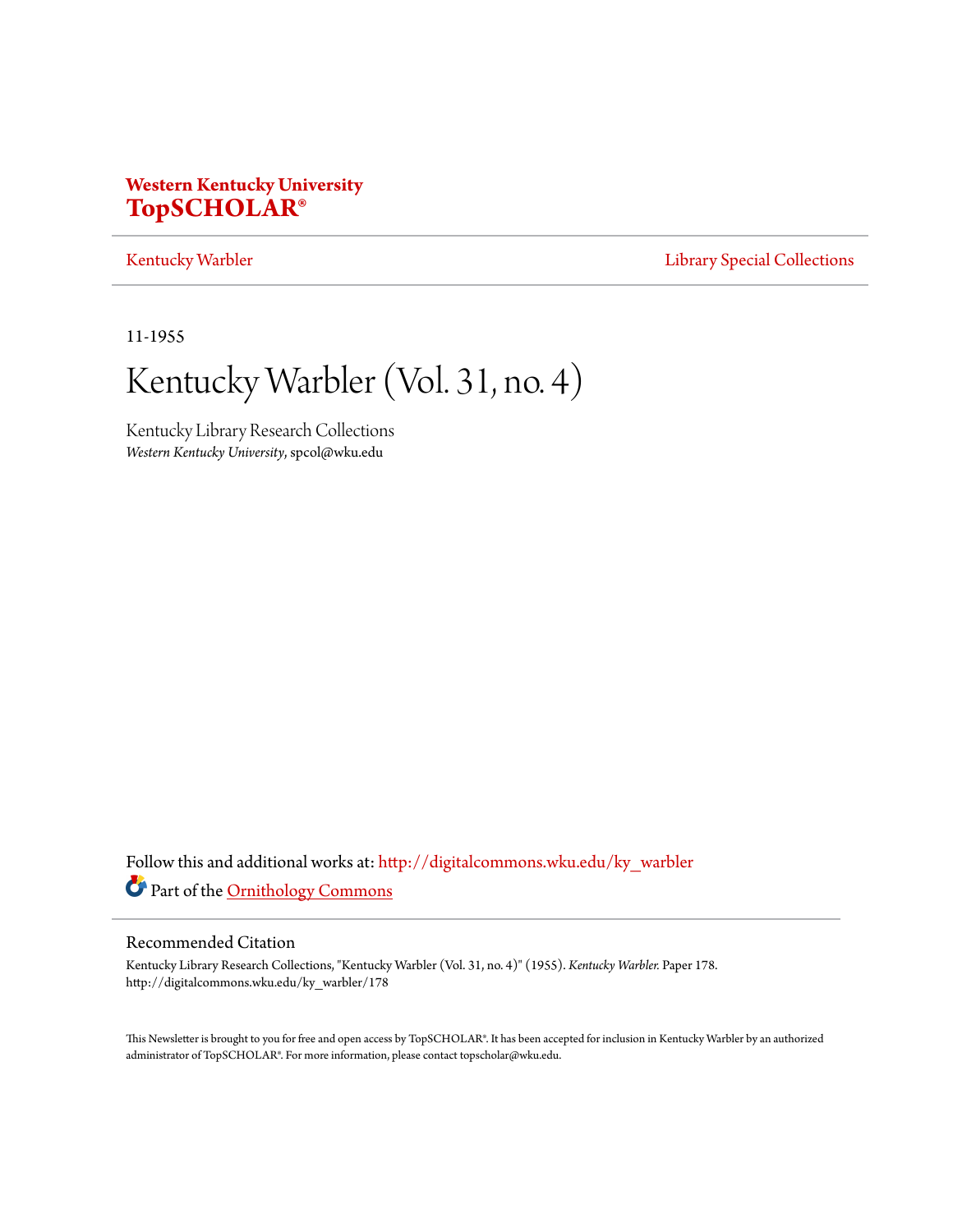**Western Kentucky University**
**TopSCHOLAR®**

Kentucky Warbler | Library Special Collections

11-1955

# Kentucky Warbler (Vol. 31, no. 4)

Kentucky Library Research Collections
*Western Kentucky University*, spcol@wku.edu

Follow this and additional works at: http://digitalcommons.wku.edu/ky_warbler

Part of the Ornithology Commons

## Recommended Citation

Kentucky Library Research Collections, "Kentucky Warbler (Vol. 31, no. 4)" (1955). *Kentucky Warbler.* Paper 178.
http://digitalcommons.wku.edu/ky_warbler/178

This Newsletter is brought to you for free and open access by TopSCHOLAR®. It has been accepted for inclusion in Kentucky Warbler by an authorized administrator of TopSCHOLAR®. For more information, please contact topscholar@wku.edu.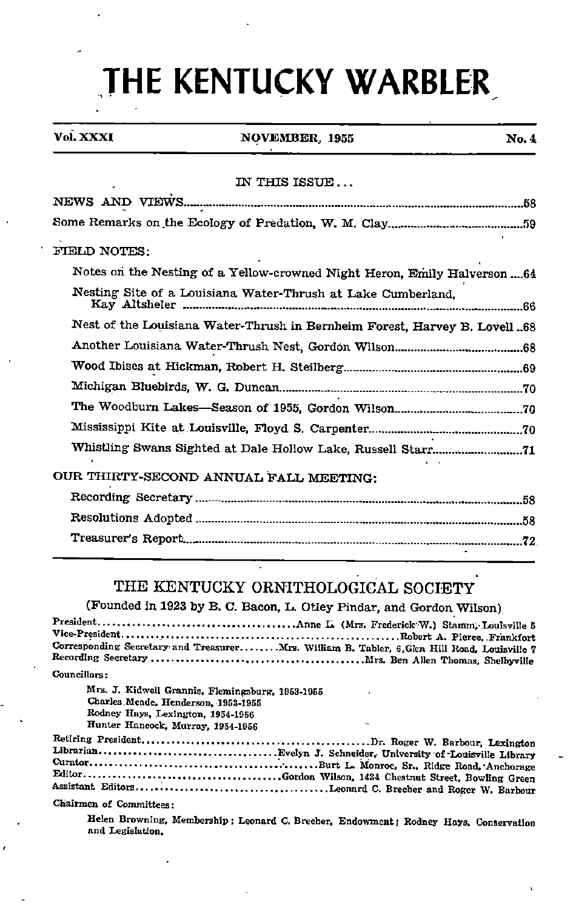# THE KENTUCKY WARBLER

| Vol. XXXI | NOVEMBER, 1955 | No. 4 |
|---|---|---|

IN THIS ISSUE...

NEWS AND VIEWS....58

Some Remarks on the Ecology of Predation, W. M. Clay....59

FIELD NOTES:

- Notes on the Nesting of a Yellow-crowned Night Heron, Emily Halverson....64
- Nesting Site of a Louisiana Water-Thrush at Lake Cumberland, Kay Altsheler....66
- Nest of the Louisiana Water-Thrush in Bernheim Forest, Harvey B. Lovell..68
- Another Louisiana Water-Thrush Nest, Gordon Wilson....68
- Wood Ibises at Hickman, Robert H. Steilberg....69
- Michigan Bluebirds, W. G. Duncan....70
- The Woodburn Lakes—Season of 1955, Gordon Wilson....70
- Mississippi Kite at Louisville, Floyd S. Carpenter....70
- Whistling Swans Sighted at Dale Hollow Lake, Russell Starr....71

OUR THIRTY-SECOND ANNUAL FALL MEETING:

- Recording Secretary....58
- Resolutions Adopted....58
- Treasurer's Report....72

## THE KENTUCKY ORNITHOLOGICAL SOCIETY

(Founded in 1923 by B. C. Bacon, L. Otley Pindar, and Gordon Wilson)

President....Anne L. (Mrs. Frederick W.) Stamm, Louisville 5
Vice-President....Robert A. Pierce, Frankfort
Corresponding Secretary and Treasurer....Mrs. William B. Tabler, 6, Glen Hill Road, Louisville 7
Recording Secretary....Mrs. Ben Allen Thomas, Shelbyville

Councillors:

Mrs. J. Kidwell Grannis, Flemingsburg, 1953-1955
Charles Meade, Henderson, 1953-1955
Rodney Hays, Lexington, 1954-1956
Hunter Hancock, Murray, 1954-1956

Retiring President....Dr. Roger W. Barbour, Lexington
Librarian....Evelyn J. Schneider, University of Louisville Library
Curator....Burt L. Monroe, Sr., Ridge Road, Anchorage
Editor....Gordon Wilson, 1434 Chestnut Street, Bowling Green
Assistant Editors....Leonard C. Brecher and Roger W. Barbour

Chairmen of Committees:

Helen Browning, Membership; Leonard C. Brecher, Endowment; Rodney Hays, Conservation and Legislation.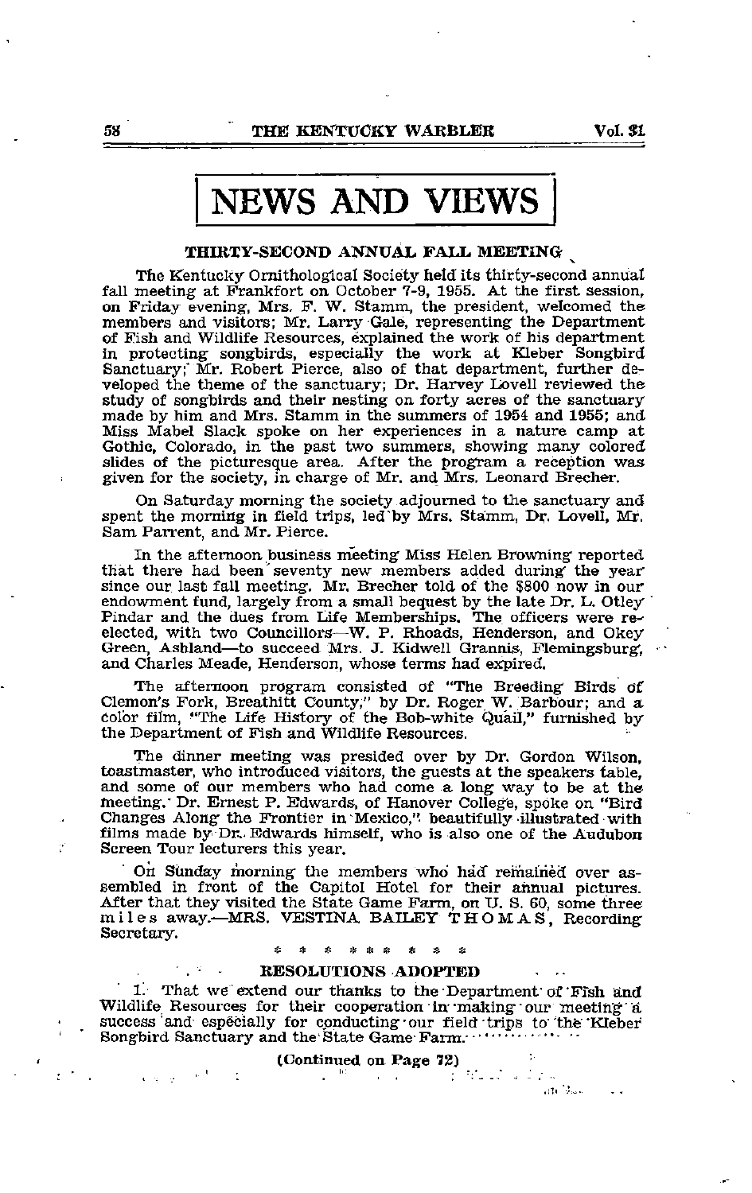# NEWS AND VIEWS

## THIRTY-SECOND ANNUAL FALL MEETING

The Kentucky Ornithological Society held its thirty-second annual fall meeting at Frankfort on October 7-9, 1955. At the first session, on Friday evening, Mrs. F. W. Stamm, the president, welcomed the members and visitors; Mr. Larry Gale, representing the Department of Fish and Wildlife Resources, explained the work of his department in protecting songbirds, especially the work at Kleber Songbird Sanctuary; Mr. Robert Pierce, also of that department, further developed the theme of the sanctuary; Dr. Harvey Lovell reviewed the study of songbirds and their nesting on forty acres of the sanctuary made by him and Mrs. Stamm in the summers of 1954 and 1955; and Miss Mabel Slack spoke on her experiences in a nature camp at Gothic, Colorado, in the past two summers, showing many colored slides of the picturesque area. After the program a reception was given for the society, in charge of Mr. and Mrs. Leonard Brecher.

On Saturday morning the society adjourned to the sanctuary and spent the morning in field trips, led by Mrs. Stamm, Dr. Lovell, Mr. Sam Parrent, and Mr. Pierce.

In the afternoon business meeting Miss Helen Browning reported that there had been seventy new members added during the year since our last fall meeting. Mr. Brecher told of the $800 now in our endowment fund, largely from a small bequest by the late Dr. L. Otley Pindar and the dues from Life Memberships. The officers were re-elected, with two Councillors—W. P. Rhoads, Henderson, and Okey Green, Ashland—to succeed Mrs. J. Kidwell Grannis, Flemingsburg, and Charles Meade, Henderson, whose terms had expired.

The afternoon program consisted of "The Breeding Birds of Clemon's Fork, Breathitt County," by Dr. Roger W. Barbour; and a color film, "The Life History of the Bob-white Quail," furnished by the Department of Fish and Wildlife Resources.

The dinner meeting was presided over by Dr. Gordon Wilson, toastmaster, who introduced visitors, the guests at the speakers table, and some of our members who had come a long way to be at the meeting. Dr. Ernest P. Edwards, of Hanover College, spoke on "Bird Changes Along the Frontier in Mexico," beautifully illustrated with films made by Dr. Edwards himself, who is also one of the Audubon Screen Tour lecturers this year.

On Sunday morning the members who had remained over assembled in front of the Capitol Hotel for their annual pictures. After that they visited the State Game Farm, on U. S. 60, some three miles away.—MRS. VESTINA BAILEY THOMAS, Recording Secretary.

\* \* \* \* \* \* \* \* \* \*

## RESOLUTIONS ADOPTED

1. That we extend our thanks to the Department of Fish and Wildlife Resources for their cooperation in making our meeting a success and especially for conducting our field trips to the Kleber Songbird Sanctuary and the State Game Farm.

(Continued on Page 72)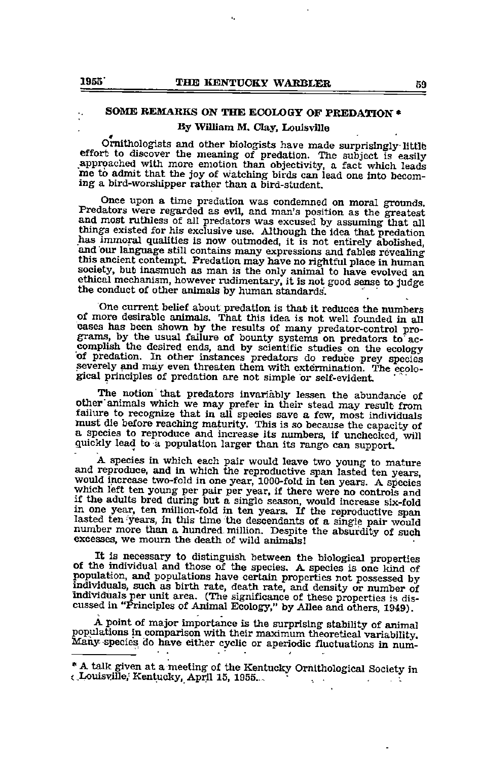## SOME REMARKS ON THE ECOLOGY OF PREDATION *

### By William M. Clay, Louisville

Ornithologists and other biologists have made surprisingly little effort to discover the meaning of predation. The subject is easily approached with more emotion than objectivity, a fact which leads me to admit that the joy of watching birds can lead one into becoming a bird-worshipper rather than a bird-student.

Once upon a time predation was condemned on moral grounds. Predators were regarded as evil, and man's position as the greatest and most ruthless of all predators was excused by assuming that all things existed for his exclusive use. Although the idea that predation has immoral qualities is now outmoded, it is not entirely abolished, and our language still contains many expressions and fables revealing this ancient contempt. Predation may have no rightful place in human society, but inasmuch as man is the only animal to have evolved an ethical mechanism, however rudimentary, it is not good sense to judge the conduct of other animals by human standards.

One current belief about predation is that it reduces the numbers of more desirable animals. That this idea is not well founded in all cases has been shown by the results of many predator-control programs, by the usual failure of bounty systems on predators to accomplish the desired ends, and by scientific studies on the ecology of predation. In other instances predators do reduce prey species severely and may even threaten them with extermination. The ecological principles of predation are not simple or self-evident.

The notion that predators invariably lessen the abundance of other animals which we may prefer in their stead may result from failure to recognize that in all species save a few, most individuals must die before reaching maturity. This is so because the capacity of a species to reproduce and increase its numbers, if unchecked, will quickly lead to a population larger than its range can support.

A species in which each pair would leave two young to mature and reproduce, and in which the reproductive span lasted ten years, would increase two-fold in one year, 1000-fold in ten years. A species which left ten young per pair per year, if there were no controls and if the adults bred during but a single season, would increase six-fold in one year, ten million-fold in ten years. If the reproductive span lasted ten years, in this time the descendants of a single pair would number more than a hundred million. Despite the absurdity of such excesses, we mourn the death of wild animals!

It is necessary to distinguish between the biological properties of the individual and those of the species. A species is one kind of population, and populations have certain properties not possessed by individuals, such as birth rate, death rate, and density or number of individuals per unit area. (The significance of these properties is discussed in "Principles of Animal Ecology," by Allee and others, 1949).

A point of major importance is the surprising stability of animal populations in comparison with their maximum theoretical variability. Many species do have either cyclic or aperiodic fluctuations in num-

* A talk given at a meeting of the Kentucky Ornithological Society in Louisville, Kentucky, April 15, 1955.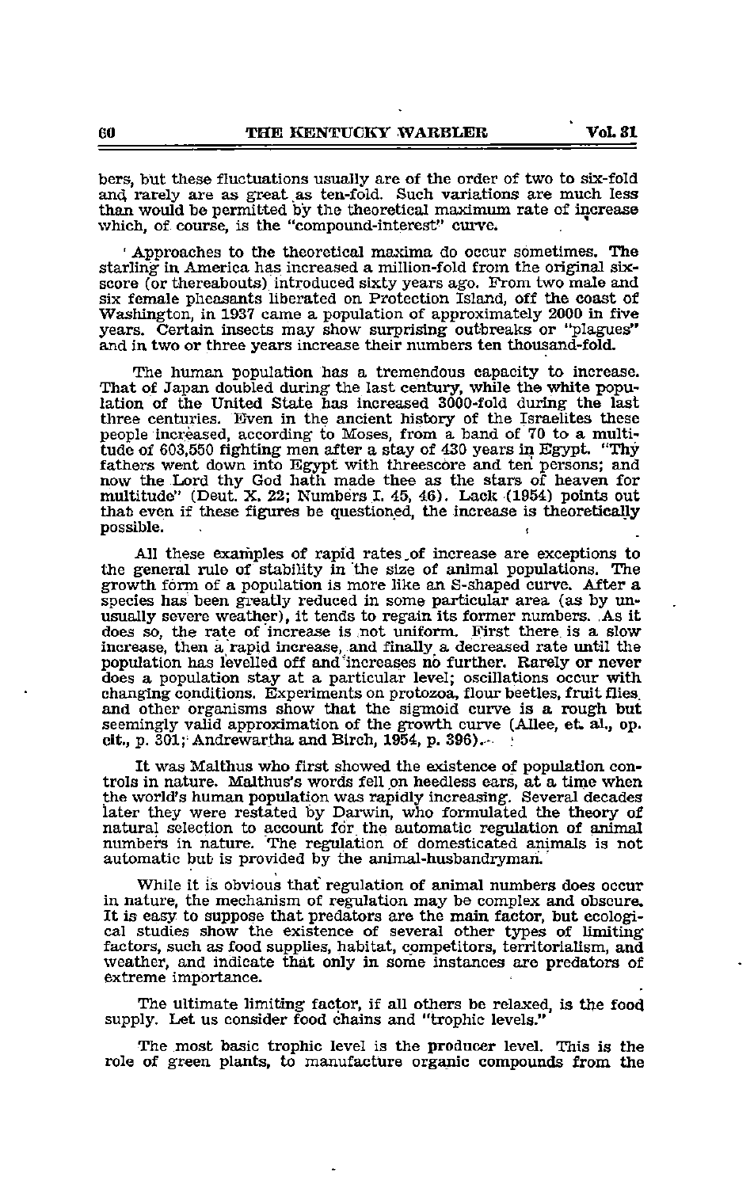bers, but these fluctuations usually are of the order of two to six-fold and rarely are as great as ten-fold. Such variations are much less than would be permitted by the theoretical maximum rate of increase which, of course, is the "compound-interest" curve.

Approaches to the theoretical maxima do occur sometimes. The starling in America has increased a million-fold from the original six-score (or thereabouts) introduced sixty years ago. From two male and six female pheasants liberated on Protection Island, off the coast of Washington, in 1937 came a population of approximately 2000 in five years. Certain insects may show surprising outbreaks or "plagues" and in two or three years increase their numbers ten thousand-fold.

The human population has a tremendous capacity to increase. That of Japan doubled during the last century, while the white population of the United State has increased 3000-fold during the last three centuries. Even in the ancient history of the Israelites these people increased, according to Moses, from a band of 70 to a multitude of 603,550 fighting men after a stay of 430 years in Egypt. "Thy fathers went down into Egypt with threescore and ten persons; and now the Lord thy God hath made thee as the stars of heaven for multitude" (Deut. X. 22; Numbers I. 45, 46). Lack (1954) points out that even if these figures be questioned, the increase is theoretically possible.

All these examples of rapid rates of increase are exceptions to the general rule of stability in the size of animal populations. The growth form of a population is more like an S-shaped curve. After a species has been greatly reduced in some particular area (as by unusually severe weather), it tends to regain its former numbers. As it does so, the rate of increase is not uniform. First there is a slow increase, then a rapid increase, and finally a decreased rate until the population has levelled off and increases no further. Rarely or never does a population stay at a particular level; oscillations occur with changing conditions. Experiments on protozoa, flour beetles, fruit flies and other organisms show that the sigmoid curve is a rough but seemingly valid approximation of the growth curve (Allee, et. al., op. cit., p. 301; Andrewartha and Birch, 1954, p. 396).

It was Malthus who first showed the existence of population controls in nature. Malthus's words fell on heedless ears, at a time when the world's human population was rapidly increasing. Several decades later they were restated by Darwin, who formulated the theory of natural selection to account for the automatic regulation of animal numbers in nature. The regulation of domesticated animals is not automatic but is provided by the animal-husbandryman.

While it is obvious that regulation of animal numbers does occur in nature, the mechanism of regulation may be complex and obscure. It is easy to suppose that predators are the main factor, but ecological studies show the existence of several other types of limiting factors, such as food supplies, habitat, competitors, territorialism, and weather, and indicate that only in some instances are predators of extreme importance.

The ultimate limiting factor, if all others be relaxed, is the food supply. Let us consider food chains and "trophic levels."

The most basic trophic level is the **producer** level. This is the role of green plants, to manufacture organic compounds from the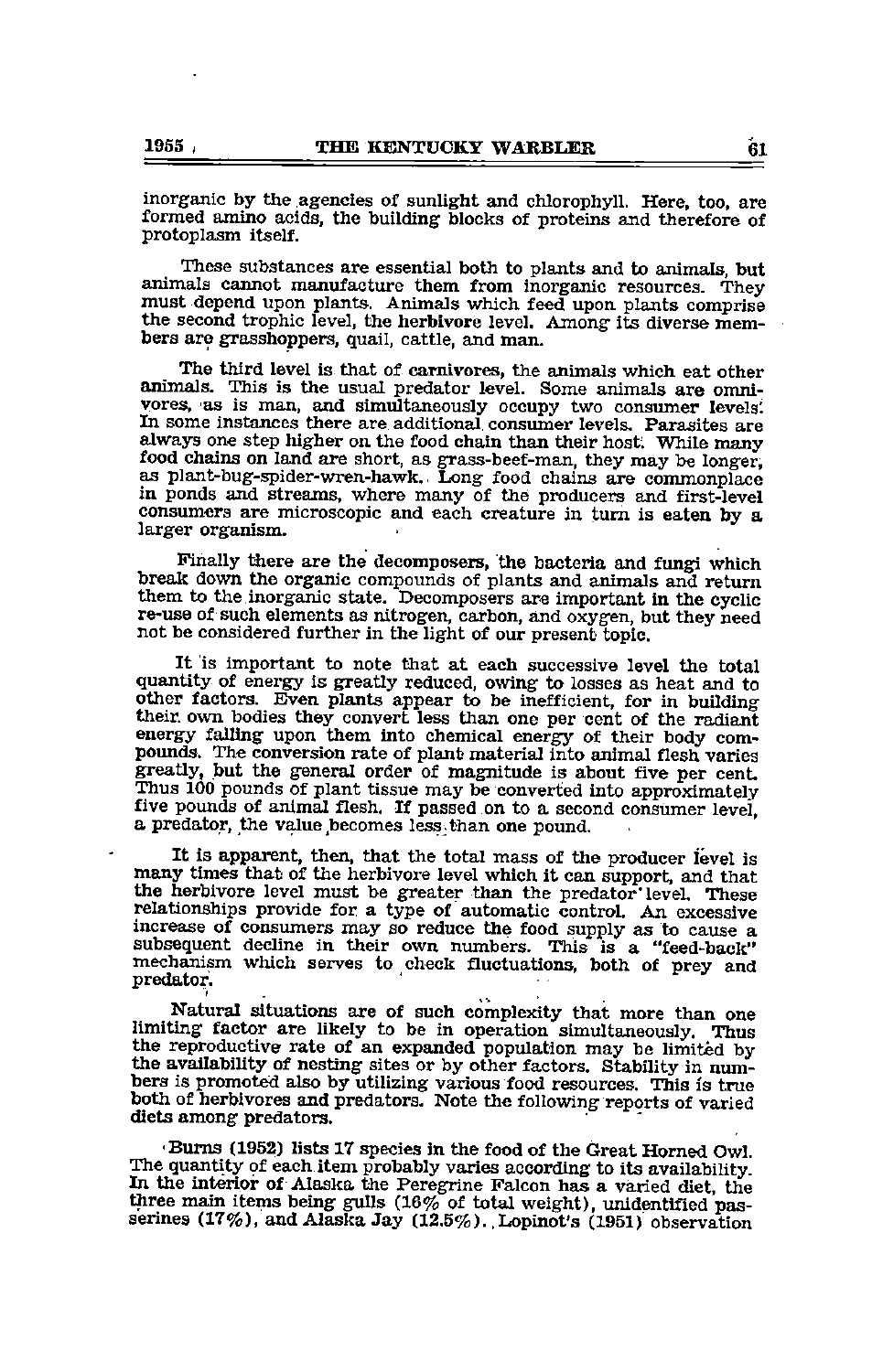inorganic by the agencies of sunlight and chlorophyll. Here, too, are formed amino acids, the building blocks of proteins and therefore of protoplasm itself.

These substances are essential both to plants and to animals, but animals cannot manufacture them from inorganic resources. They must depend upon plants. Animals which feed upon plants comprise the second trophic level, the **herbivore** level. Among its diverse members are grasshoppers, quail, cattle, and man.

The third level is that of **carnivores**, the animals which eat other animals. This is the usual predator level. Some animals are **omnivores**, as is man, and simultaneously occupy two consumer levels. In some instances there are additional consumer levels. Parasites are always one step higher on the food chain than their host. While many food chains on land are short, as grass-beef-man, they may be longer, as plant-bug-spider-wren-hawk. Long food chains are commonplace in ponds and streams, where many of the producers and first-level consumers are microscopic and each creature in turn is eaten by a larger organism.

Finally there are the **decomposers**, the bacteria and fungi which break down the organic compounds of plants and animals and return them to the inorganic state. Decomposers are important in the cyclic re-use of such elements as nitrogen, carbon, and oxygen, but they need not be considered further in the light of our present topic.

It is important to note that at each successive level the total quantity of energy is greatly reduced, owing to losses as heat and to other factors. Even plants appear to be inefficient, for in building their own bodies they convert less than one per cent of the radiant energy falling upon them into chemical energy of their body compounds. The conversion rate of plant material into animal flesh varies greatly, but the general order of magnitude is about five per cent. Thus 100 pounds of plant tissue may be converted into approximately five pounds of animal flesh. If passed on to a second consumer level, a predator, the value becomes less than one pound.

It is apparent, then, that the total mass of the producer level is many times that of the herbivore level which it can support, and that the herbivore level must be greater than the predator level. These relationships provide for a type of automatic control. An excessive increase of consumers may so reduce the food supply as to cause a subsequent decline in their own numbers. This is a "feed-back" mechanism which serves to check fluctuations, both of prey and predator.

Natural situations are of such complexity that more than one limiting factor are likely to be in operation simultaneously. Thus the reproductive rate of an expanded population may be limited by the availability of nesting sites or by other factors. Stability in numbers is promoted also by utilizing various food resources. This is true both of herbivores and predators. Note the following reports of varied diets among predators.

Burns (1952) lists 17 species in the food of the Great Horned Owl. The quantity of each item probably varies according to its availability. In the interior of Alaska the Peregrine Falcon has a varied diet, the three main items being gulls (16% of total weight), unidentified passerines (17%), and Alaska Jay (12.5%). Lopinot's (1951) observation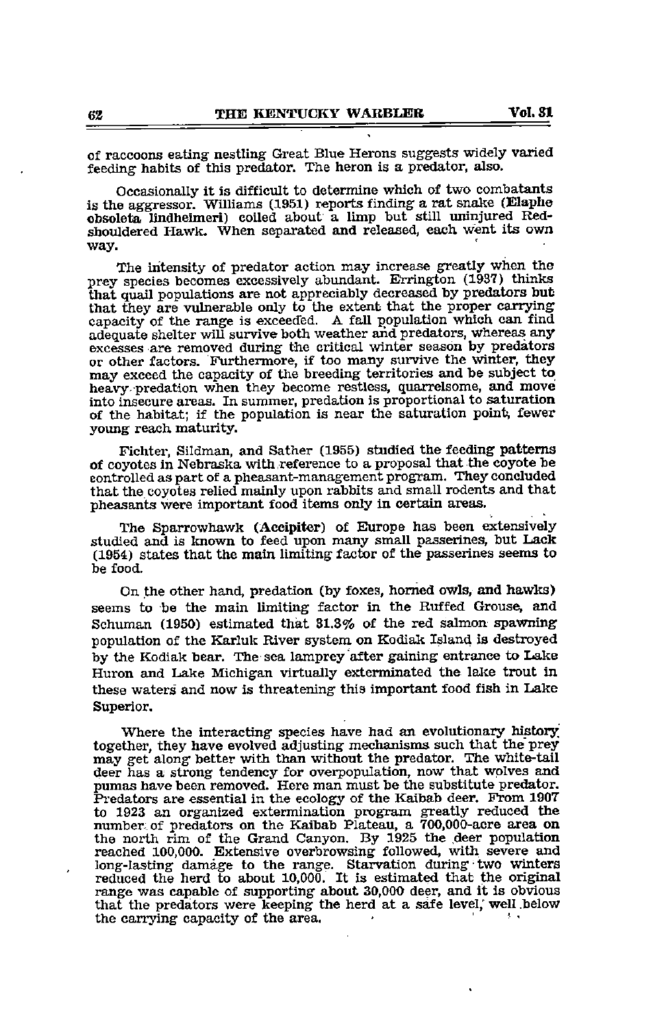of raccoons eating nestling Great Blue Herons suggests widely varied feeding habits of this predator. The heron is a predator, also.

Occasionally it is difficult to determine which of two combatants is the aggressor. Williams (1951) reports finding a rat snake (**Elaphe obsoleta lindheimeri**) coiled about a limp but still uninjured Red-shouldered Hawk. When separated and released, each went its own way.

The intensity of predator action may increase greatly when the prey species becomes excessively abundant. Errington (1937) thinks that quail populations are not appreciably decreased by predators but that they are vulnerable only to the extent that the proper carrying capacity of the range is exceeded. A fall population which can find adequate shelter will survive both weather and predators, whereas any excesses are removed during the critical winter season by predators or other factors. Furthermore, if too many survive the winter, they may exceed the capacity of the breeding territories and be subject to heavy predation when they become restless, quarrelsome, and move into insecure areas. In summer, predation is proportional to saturation of the habitat; if the population is near the saturation point, fewer young reach maturity.

Fichter, Sildman, and Sather (1955) studied the feeding patterns of coyotes in Nebraska with reference to a proposal that the coyote be controlled as part of a pheasant-management program. They concluded that the coyotes relied mainly upon rabbits and small rodents and that pheasants were important food items only in certain areas.

The Sparrowhawk (**Accipiter**) of Europe has been extensively studied and is known to feed upon many small passerines, but Lack (1954) states that the main limiting factor of the passerines seems to be food.

On the other hand, predation (by foxes, horned owls, and hawks) seems to be the main limiting factor in the Ruffed Grouse, and Schuman (1950) estimated that 31.3% of the red salmon spawning population of the Karluk River system on Kodiak Island is destroyed by the Kodiak bear. The sea lamprey after gaining entrance to Lake Huron and Lake Michigan virtually exterminated the lake trout in these waters and now is threatening this important food fish in Lake Superior.

Where the interacting species have had an evolutionary history together, they have evolved adjusting mechanisms such that the prey may get along better with than without the predator. The white-tail deer has a strong tendency for overpopulation, now that wolves and pumas have been removed. Here man must be the substitute predator. Predators are essential in the ecology of the Kaibab deer. From 1907 to 1923 an organized extermination program greatly reduced the number of predators on the Kaibab Plateau, a 700,000-acre area on the north rim of the Grand Canyon. By 1925 the deer population reached 100,000. Extensive overbrowsing followed, with severe and long-lasting damage to the range. Starvation during two winters reduced the herd to about 10,000. It is estimated that the original range was capable of supporting about 30,000 deer, and it is obvious that the predators were keeping the herd at a safe level, well below the carrying capacity of the area.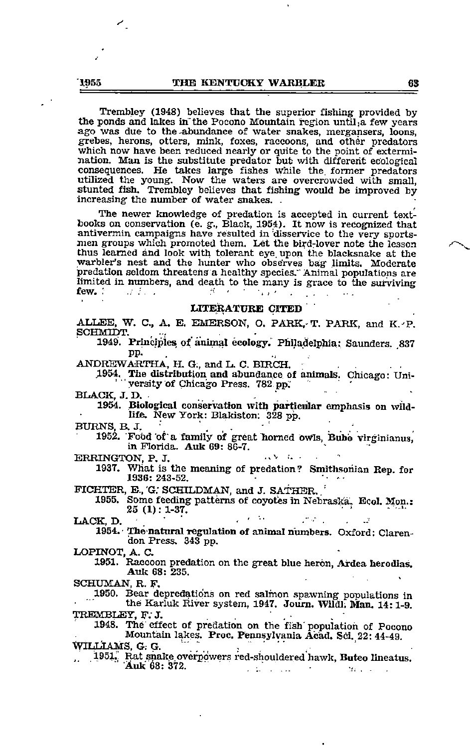Trembley (1948) believes that the superior fishing provided by the ponds and lakes in the Pocono Mountain region until a few years ago was due to the abundance of water snakes, mergansers, loons, grebes, herons, otters, mink, foxes, raccoons, and other predators which now have been reduced nearly or quite to the point of extermination. Man is the substitute predator but with different ecological consequences. He takes large fishes while the former predators utilized the young. Now the waters are overcrowded with small, stunted fish. Trembley believes that fishing would be improved by increasing the number of water snakes.

The newer knowledge of predation is accepted in current textbooks on conservation (e. g., Black, 1954). It now is recognized that antivermin campaigns have resulted in disservice to the very sportsmen groups which promoted them. Let the bird-lover note the lesson thus learned and look with tolerant eye upon the blacksnake at the warbler's nest and the hunter who observes bag limits. Moderate predation seldom threatens a healthy species. Animal populations are limited in numbers, and death to the many is grace to the surviving few.

## LITERATURE CITED

ALLEE, W. C., A. E. EMERSON, O. PARK, T. PARK, and K. P. SCHMIDT.

1949. **Principles of animal ecology.** Philadelphia: Saunders. 837 pp.

ANDREWARTHA, H. G., and L. C. BIRCH.

1954. **The distribution and abundance of animals.** Chicago: University of Chicago Press. 782 pp.

BLACK, J. D.

1954. **Biological conservation with particular emphasis on wildlife.** New York: Blakiston. 328 pp.

BURNS, B. J.

1952. Food of a family of great horned owls, **Bubo virginianus,** in Florida. **Auk 69:** 86-7.

ERRINGTON, P. J.

1937. What is the meaning of predation? **Smithsonian Rep. for 1936:** 243-52.

FICHTER, E., G. SCHILDMAN, and J. SATHER.

1955. Some feeding patterns of coyotes in Nebraska. **Ecol. Mon.: 25 (1):** 1-37.

LACK, D.

1954. **The natural regulation of animal numbers.** Oxford: Clarendon Press. 343 pp.

LOPINOT, A. C.

1951. Raccoon predation on the great blue heron, **Ardea herodias. Auk 68:** 235.

SCHUMAN, R. F.

1950. Bear depredations on red salmon spawning populations in the Karluk River system, 1947. **Journ. Wildl. Man. 14:** 1-9.

TREMBLEY, F. J.

1948. The effect of predation on the fish population of Pocono Mountain lakes. **Proc. Pennsylvania Acad. Sci. 22:** 44-49.

WILLIAMS, G. G.

1951. Rat snake overpowers red-shouldered hawk, **Buteo lineatus. Auk 68:** 372.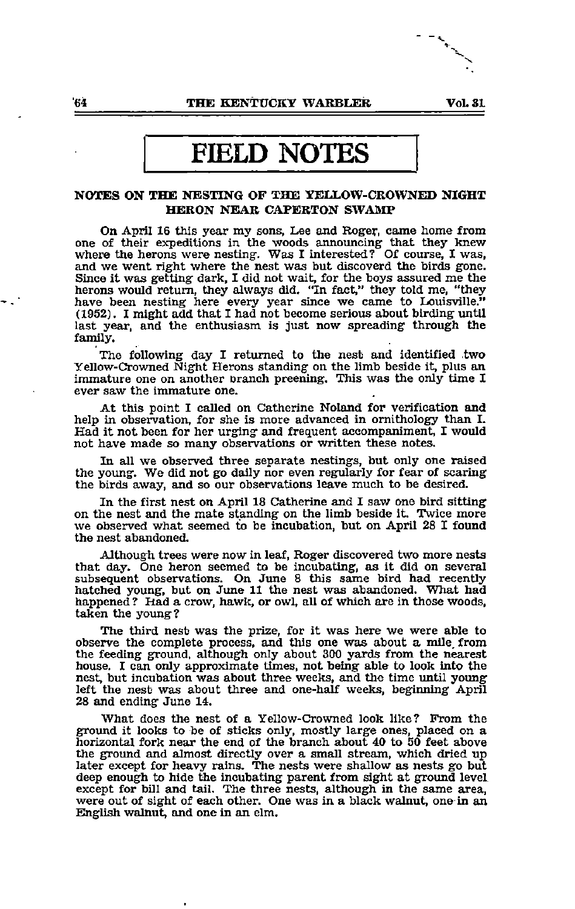# FIELD NOTES

## NOTES ON THE NESTING OF THE YELLOW-CROWNED NIGHT HERON NEAR CAPERTON SWAMP

On April 16 this year my sons, Lee and Roger, came home from one of their expeditions in the woods announcing that they knew where the herons were nesting. Was I interested? Of course, I was, and we went right where the nest was but discoverd the birds gone. Since it was getting dark, I did not wait, for the boys assured me the herons would return, they always did. "In fact," they told me, "they have been nesting here every year since we came to Louisville." (1952). I might add that I had not become serious about birding until last year, and the enthusiasm is just now spreading through the family.

The following day I returned to the nest and identified two Yellow-Crowned Night Herons standing on the limb beside it, plus an immature one on another branch preening. This was the only time I ever saw the immature one.

At this point I called on Catherine Noland for verification and help in observation, for she is more advanced in ornithology than I. Had it not been for her urging and frequent accompaniment, I would not have made so many observations or written these notes.

In all we observed three separate nestings, but only one raised the young. We did not go daily nor even regularly for fear of scaring the birds away, and so our observations leave much to be desired.

In the first nest on April 18 Catherine and I saw one bird sitting on the nest and the mate standing on the limb beside it. Twice more we observed what seemed to be incubation, but on April 28 I found the nest abandoned.

Although trees were now in leaf, Roger discovered two more nests that day. One heron seemed to be incubating, as it did on several subsequent observations. On June 8 this same bird had recently hatched young, but on June 11 the nest was abandoned. What had happened? Had a crow, hawk, or owl, all of which are in those woods, taken the young?

The third nest was the prize, for it was here we were able to observe the complete process, and this one was about a mile from the feeding ground, although only about 300 yards from the nearest house. I can only approximate times, not being able to look into the nest, but incubation was about three weeks, and the time until young left the nest was about three and one-half weeks, beginning April 28 and ending June 14.

What does the nest of a Yellow-Crowned look like? From the ground it looks to be of sticks only, mostly large ones, placed on a horizontal fork near the end of the branch about 40 to 50 feet above the ground and almost directly over a small stream, which dried up later except for heavy rains. The nests were shallow as nests go but deep enough to hide the incubating parent from sight at ground level except for bill and tail. The three nests, although in the same area, were out of sight of each other. One was in a black walnut, one in an English walnut, and one in an elm.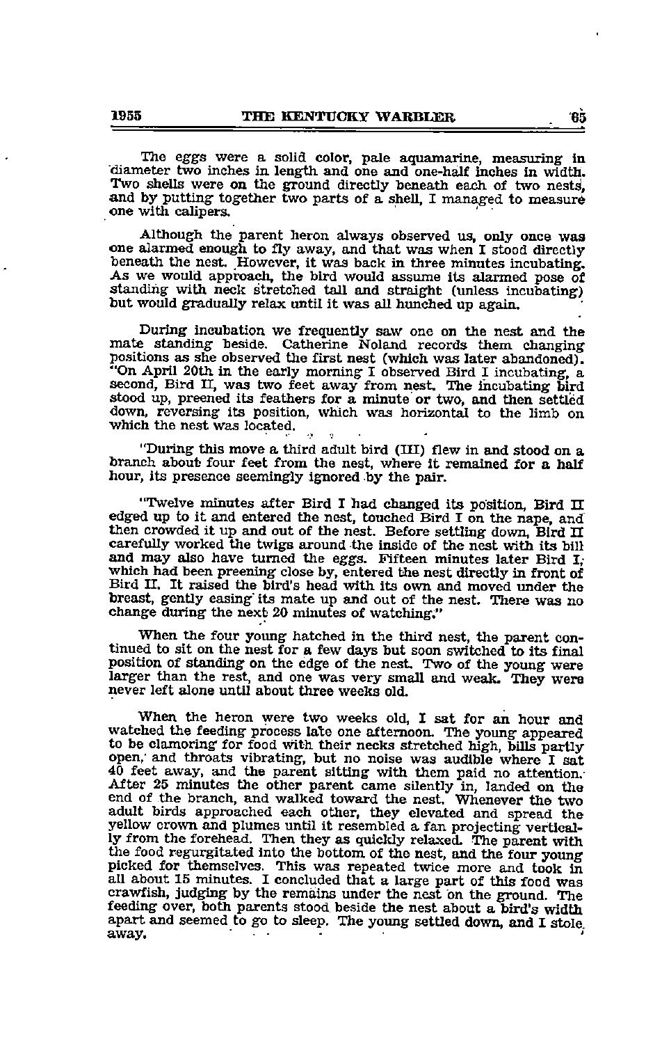The eggs were a solid color, pale aquamarine, measuring in diameter two inches in length and one and one-half inches in width. Two shells were on the ground directly beneath each of two nests, and by putting together two parts of a shell, I managed to measure one with calipers.

Although the parent heron always observed us, only once was one alarmed enough to fly away, and that was when I stood directly beneath the nest. However, it was back in three minutes incubating. As we would approach, the bird would assume its alarmed pose of standing with neck stretched tall and straight (unless incubating) but would gradually relax until it was all hunched up again.

During incubation we frequently saw one on the nest and the mate standing beside. Catherine Noland records them changing positions as she observed the first nest (which was later abandoned). "On April 20th in the early morning I observed Bird I incubating, a second, Bird II, was two feet away from nest. The incubating bird stood up, preened its feathers for a minute or two, and then settled down, reversing its position, which was horizontal to the limb on which the nest was located.

"During this move a third adult bird (III) flew in and stood on a branch about four feet from the nest, where it remained for a half hour, its presence seemingly ignored by the pair.

"Twelve minutes after Bird I had changed its position, Bird II edged up to it and entered the nest, touched Bird I on the nape, and then crowded it up and out of the nest. Before settling down, Bird II carefully worked the twigs around the inside of the nest with its bill and may also have turned the eggs. Fifteen minutes later Bird I, which had been preening close by, entered the nest directly in front of Bird II. It raised the bird's head with its own and moved under the breast, gently easing its mate up and out of the nest. There was no change during the next 20 minutes of watching."

When the four young hatched in the third nest, the parent continued to sit on the nest for a few days but soon switched to its final position of standing on the edge of the nest. Two of the young were larger than the rest, and one was very small and weak. They were never left alone until about three weeks old.

When the heron were two weeks old, I sat for an hour and watched the feeding process late one afternoon. The young appeared to be clamoring for food with their necks stretched high, bills partly open, and throats vibrating, but no noise was audible where I sat 40 feet away, and the parent sitting with them paid no attention. After 25 minutes the other parent came silently in, landed on the end of the branch, and walked toward the nest. Whenever the two adult birds approached each other, they elevated and spread the yellow crown and plumes until it resembled a fan projecting vertically from the forehead. Then they as quickly relaxed. The parent with the food regurgitated into the bottom of the nest, and the four young picked for themselves. This was repeated twice more and took in all about 15 minutes. I concluded that a large part of this food was crawfish, judging by the remains under the nest on the ground. The feeding over, both parents stood beside the nest about a bird's width apart and seemed to go to sleep. The young settled down, and I stole away.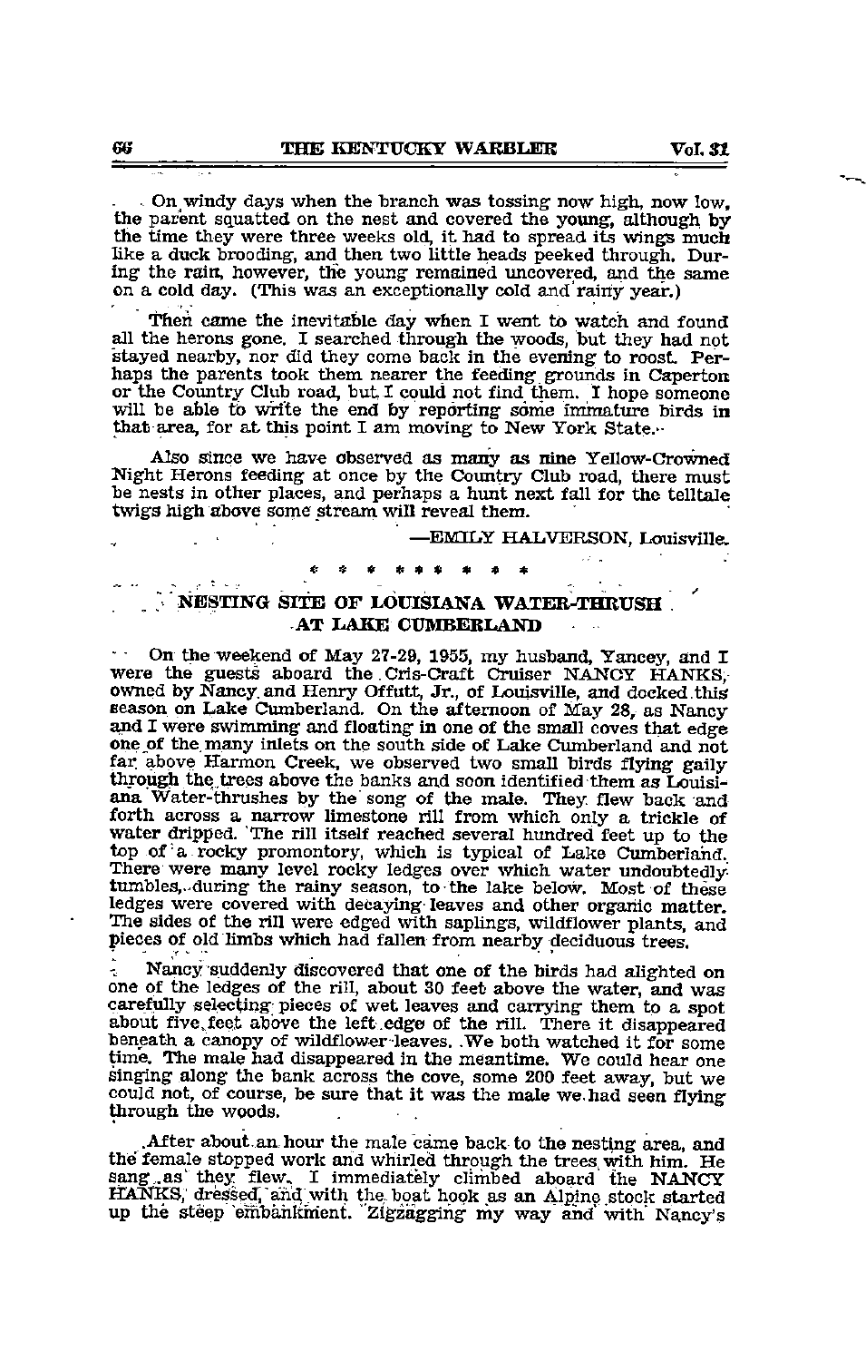On windy days when the branch was tossing now high, now low, the parent squatted on the nest and covered the young, although by the time they were three weeks old, it had to spread its wings much like a duck brooding, and then two little heads peeked through. During the rain, however, the young remained uncovered, and the same on a cold day. (This was an exceptionally cold and rainy year.)

Then came the inevitable day when I went to watch and found all the herons gone. I searched through the woods, but they had not stayed nearby, nor did they come back in the evening to roost. Perhaps the parents took them nearer the feeding grounds in Caperton or the Country Club road, but I could not find them. I hope someone will be able to write the end by reporting some immature birds in that area, for at this point I am moving to New York State.

Also since we have observed as many as nine Yellow-Crowned Night Herons feeding at once by the Country Club road, there must be nests in other places, and perhaps a hunt next fall for the telltale twigs high above some stream will reveal them.

—EMILY HALVERSON, Louisville.

\* \* \* \* \* \* \* \* \*

## NESTING SITE OF LOUISIANA WATER-THRUSH AT LAKE CUMBERLAND

On the weekend of May 27-29, 1955, my husband, Yancey, and I were the guests aboard the Cris-Craft Cruiser NANCY HANKS, owned by Nancy and Henry Offutt, Jr., of Louisville, and docked this season on Lake Cumberland. On the afternoon of May 28, as Nancy and I were swimming and floating in one of the small coves that edge one of the many inlets on the south side of Lake Cumberland and not far above Harmon Creek, we observed two small birds flying gaily through the trees above the banks and soon identified them as Louisiana Water-thrushes by the song of the male. They flew back and forth across a narrow limestone rill from which only a trickle of water dripped. The rill itself reached several hundred feet up to the top of a rocky promontory, which is typical of Lake Cumberland. There were many level rocky ledges over which water undoubtedly tumbles, during the rainy season, to the lake below. Most of these ledges were covered with decaying leaves and other organic matter. The sides of the rill were edged with saplings, wildflower plants, and pieces of old limbs which had fallen from nearby deciduous trees.

Nancy suddenly discovered that one of the birds had alighted on one of the ledges of the rill, about 30 feet above the water, and was carefully selecting pieces of wet leaves and carrying them to a spot about five feet above the left edge of the rill. There it disappeared beneath a canopy of wildflower leaves. We both watched it for some time. The male had disappeared in the meantime. We could hear one singing along the bank across the cove, some 200 feet away, but we could not, of course, be sure that it was the male we had seen flying through the woods.

After about an hour the male came back to the nesting area, and the female stopped work and whirled through the trees with him. He sang as they flew. I immediately climbed aboard the NANCY HANKS, dressed, and with the boat hook as an Alpine stock started up the steep embankment. Zigzagging my way and with Nancy's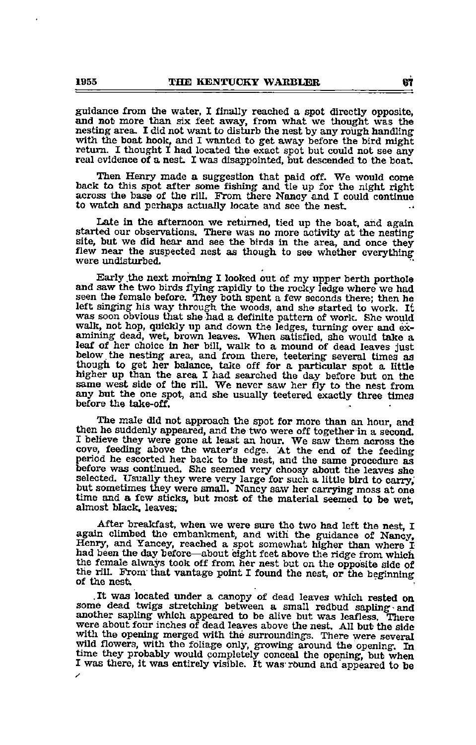guidance from the water, I finally reached a spot directly opposite, and not more than six feet away, from what we thought was the nesting area. I did not want to disturb the nest by any rough handling with the boat hook, and I wanted to get away before the bird might return. I thought I had located the exact spot but could not see any real evidence of a nest. I was disappointed, but descended to the boat.

Then Henry made a suggestion that paid off. We would come back to this spot after some fishing and tie up for the night right across the base of the rill. From there Nancy and I could continue to watch and perhaps actually locate and see the nest.

Late in the afternoon we returned, tied up the boat, and again started our observations. There was no more activity at the nesting site, but we did hear and see the birds in the area, and once they flew near the suspected nest as though to see whether everything were undisturbed.

Early the next morning I looked out of my upper berth porthole and saw the two birds flying rapidly to the rocky ledge where we had seen the female before. They both spent a few seconds there; then he left singing his way through the woods, and she started to work. It was soon obvious that she had a definite pattern of work. She would walk, not hop, quickly up and down the ledges, turning over and examining dead, wet, brown leaves. When satisfied, she would take a leaf of her choice in her bill, walk to a mound of dead leaves just below the nesting area, and from there, teetering several times as though to get her balance, take off for a particular spot a little higher up than the area I had searched the day before but on the same west side of the rill. We never saw her fly to the nest from any but the one spot, and she usually teetered exactly three times before the take-off.

The male did not approach the spot for more than an hour, and then he suddenly appeared, and the two were off together in a second. I believe they were gone at least an hour. We saw them across the cove, feeding above the water's edge. At the end of the feeding period he escorted her back to the nest, and the same procedure as before was continued. She seemed very choosy about the leaves she selected. Usually they were very large for such a little bird to carry, but sometimes they were small. Nancy saw her carrying moss at one time and a few sticks, but most of the material seemed to be wet, almost black, leaves.

After breakfast, when we were sure the two had left the nest, I again climbed the embankment, and with the guidance of Nancy, Henry, and Yancey, reached a spot somewhat higher than where I had been the day before—about eight feet above the ridge from which the female always took off from her nest but on the opposite side of the rill. From that vantage point I found the nest, or the beginning of the nest.

It was located under a canopy of dead leaves which rested on some dead twigs stretching between a small redbud sapling and another sapling which appeared to be alive but was leafless. There were about four inches of dead leaves above the nest. All but the side with the opening merged with the surroundings. There were several wild flowers, with the foliage only, growing around the opening. In time they probably would completely conceal the opening, but when I was there, it was entirely visible. It was round and appeared to be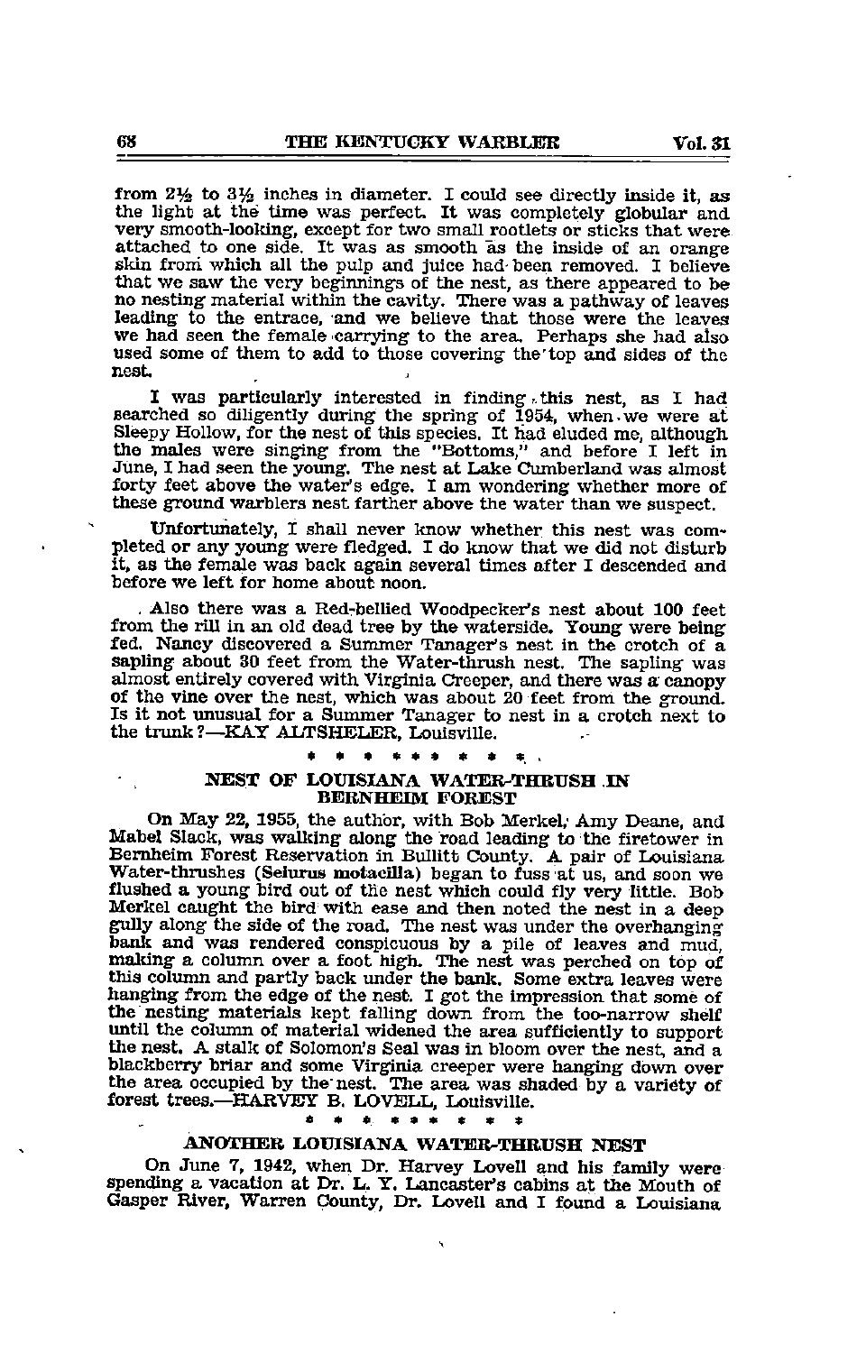from 2½ to 3½ inches in diameter. I could see directly inside it, as the light at the time was perfect. It was completely globular and very smooth-looking, except for two small rootlets or sticks that were attached to one side. It was as smooth as the inside of an orange skin from which all the pulp and juice had been removed. I believe that we saw the very beginnings of the nest, as there appeared to be no nesting material within the cavity. There was a pathway of leaves leading to the entrace, and we believe that those were the leaves we had seen the female carrying to the area. Perhaps she had also used some of them to add to those covering the top and sides of the nest.

I was particularly interested in finding this nest, as I had searched so diligently during the spring of 1954, when we were at Sleepy Hollow, for the nest of this species. It had eluded me, although the males were singing from the "Bottoms," and before I left in June, I had seen the young. The nest at Lake Cumberland was almost forty feet above the water's edge. I am wondering whether more of these ground warblers nest farther above the water than we suspect.

Unfortunately, I shall never know whether this nest was completed or any young were fledged. I do know that we did not disturb it, as the female was back again several times after I descended and before we left for home about noon.

Also there was a Red-bellied Woodpecker's nest about 100 feet from the rill in an old dead tree by the waterside. Young were being fed. Nancy discovered a Summer Tanager's nest in the crotch of a sapling about 30 feet from the Water-thrush nest. The sapling was almost entirely covered with Virginia Creeper, and there was a canopy of the vine over the nest, which was about 20 feet from the ground. Is it not unusual for a Summer Tanager to nest in a crotch next to the trunk?—KAY ALTSHELER, Louisville.

\* \* \* \* \* \* \* \* \*

## NEST OF LOUISIANA WATER-THRUSH IN BERNHEIM FOREST

On May 22, 1955, the author, with Bob Merkel, Amy Deane, and Mabel Slack, was walking along the road leading to the firetower in Bernheim Forest Reservation in Bullitt County. A pair of Louisiana Water-thrushes (**Seiurus motacilla**) began to fuss at us, and soon we flushed a young bird out of the nest which could fly very little. Bob Merkel caught the bird with ease and then noted the nest in a deep gully along the side of the road. The nest was under the overhanging bank and was rendered conspicuous by a pile of leaves and mud, making a column over a foot high. The nest was perched on top of this column and partly back under the bank. Some extra leaves were hanging from the edge of the nest. I got the impression that some of the nesting materials kept falling down from the too-narrow shelf until the column of material widened the area sufficiently to support the nest. A stalk of Solomon's Seal was in bloom over the nest, and a blackberry briar and some Virginia creeper were hanging down over the area occupied by the nest. The area was shaded by a variety of forest trees.—HARVEY B. LOVELL, Louisville.

\* \* \* \* \* \* \* \* \*

## ANOTHER LOUISIANA WATER-THRUSH NEST

On June 7, 1942, when Dr. Harvey Lovell and his family were spending a vacation at Dr. L. Y. Lancaster's cabins at the Mouth of Gasper River, Warren County, Dr. Lovell and I found a Louisiana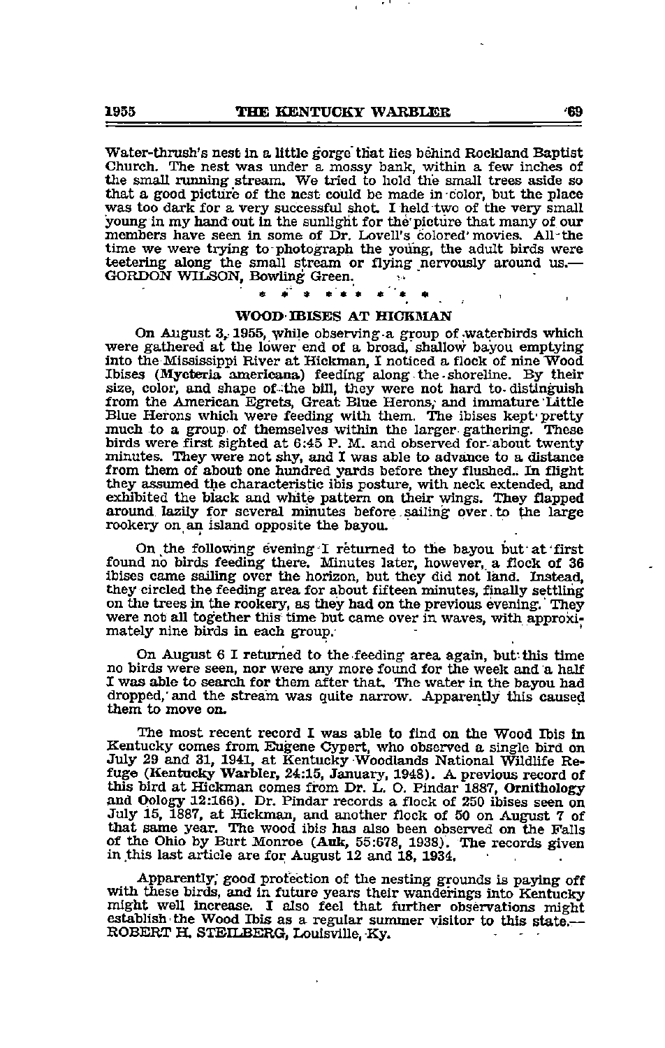Water-thrush's nest in a little gorge that lies behind Rockland Baptist Church. The nest was under a mossy bank, within a few inches of the small running stream. We tried to hold the small trees aside so that a good picture of the nest could be made in color, but the place was too dark for a very successful shot. I held two of the very small young in my hand out in the sunlight for the picture that many of our members have seen in some of Dr. Lovell's colored movies. All the time we were trying to photograph the young, the adult birds were teetering along the small stream or flying nervously around us.—GORDON WILSON, Bowling Green.

\* \* \* \* \* \* \* \* \*

## WOOD IBISES AT HICKMAN

On August 3, 1955, while observing a group of waterbirds which were gathered at the lower end of a broad, shallow bayou emptying into the Mississippi River at Hickman, I noticed a flock of nine Wood Ibises (**Mycteria americana**) feeding along the shoreline. By their size, color, and shape of the bill, they were not hard to distinguish from the American Egrets, Great Blue Herons, and immature Little Blue Herons which were feeding with them. The ibises kept pretty much to a group of themselves within the larger gathering. These birds were first sighted at 6:45 P. M. and observed for about twenty minutes. They were not shy, and I was able to advance to a distance from them of about one hundred yards before they flushed. In flight they assumed the characteristic ibis posture, with neck extended, and exhibited the black and white pattern on their wings. They flapped around lazily for several minutes before sailing over to the large rookery on an island opposite the bayou.

On the following evening I returned to the bayou but at first found no birds feeding there. Minutes later, however, a flock of 36 ibises came sailing over the horizon, but they did not land. Instead, they circled the feeding area for about fifteen minutes, finally settling on the trees in the rookery, as they had on the previous evening. They were not all together this time but came over in waves, with approximately nine birds in each group.

On August 6 I returned to the feeding area again, but this time no birds were seen, nor were any more found for the week and a half I was able to search for them after that. The water in the bayou had dropped, and the stream was quite narrow. Apparently this caused them to move on.

The most recent record I was able to find on the Wood Ibis in Kentucky comes from Eugene Cypert, who observed a single bird on July 29 and 31, 1941, at Kentucky Woodlands National Wildlife Refuge (**Kentucky Warbler**, 24:15, January, 1948). A previous record of this bird at Hickman comes from Dr. L. O. Pindar 1887, **Ornithology and Oology** 12:166). Dr. Pindar records a flock of 250 ibises seen on July 15, 1887, at Hickman, and another flock of 50 on August 7 of that same year. The wood ibis has also been observed on the Falls of the Ohio by Burt Monroe (**Auk**, 55:678, 1938). The records given in this last article are for August 12 and 18, 1934.

Apparently, good protection of the nesting grounds is paying off with these birds, and in future years their wanderings into Kentucky might well increase. I also feel that further observations might establish the Wood Ibis as a regular summer visitor to this state.—ROBERT H. STEILBERG, Louisville, Ky.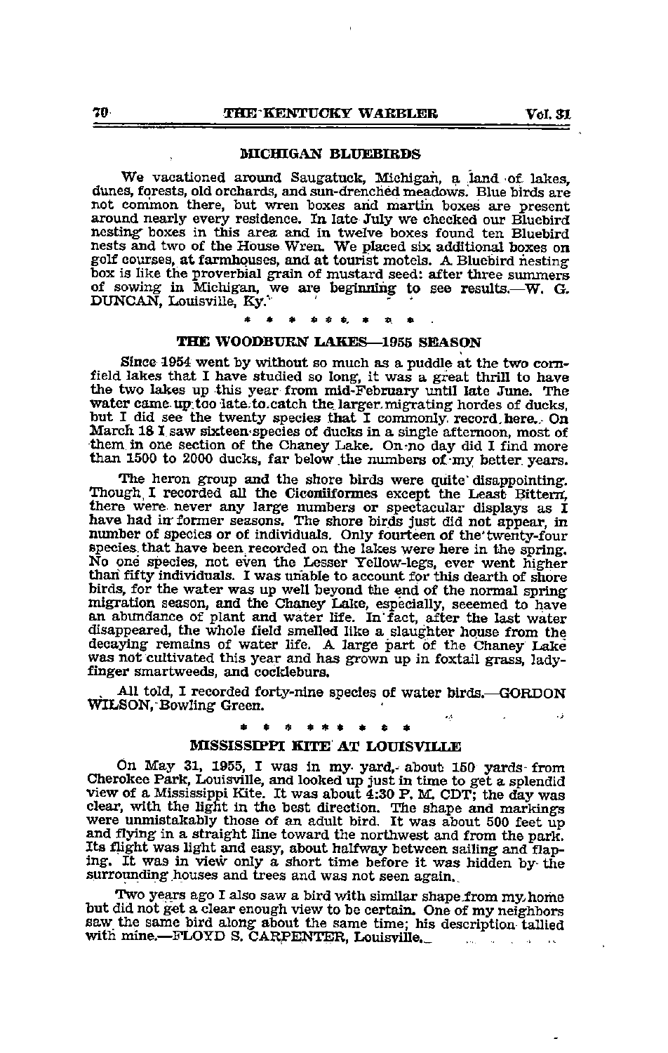## MICHIGAN BLUEBIRDS

We vacationed around Saugatuck, Michigan, a land of lakes, dunes, forests, old orchards, and sun-drenched meadows. Blue birds are not common there, but wren boxes and martin boxes are present around nearly every residence. In late July we checked our Bluebird nesting boxes in this area and in twelve boxes found ten Bluebird nests and two of the House Wren. We placed six additional boxes on golf courses, at farmhouses, and at tourist motels. A Bluebird nesting box is like the proverbial grain of mustard seed: after three summers of sowing in Michigan, we are beginning to see results.—W. G. DUNCAN, Louisville, Ky.

\* \* \* \* \* \* \* \* \*

## THE WOODBURN LAKES—1955 SEASON

Since 1954 went by without so much as a puddle at the two cornfield lakes that I have studied so long, it was a great thrill to have the two lakes up this year from mid-February until late June. The water came up too late to catch the larger migrating hordes of ducks, but I did see the twenty species that I commonly record here. On March 18 I saw sixteen species of ducks in a single afternoon, most of them in one section of the Chaney Lake. On no day did I find more than 1500 to 2000 ducks, far below the numbers of my better years.

The heron group and the shore birds were quite disappointing. Though I recorded all the Ciconiiformes except the Least Bittern, there were never any large numbers or spectacular displays as I have had in former seasons. The shore birds just did not appear, in number of species or of individuals. Only fourteen of the twenty-four species that have been recorded on the lakes were here in the spring. No one species, not even the Lesser Yellow-legs, ever went higher than fifty individuals. I was unable to account for this dearth of shore birds, for the water was up well beyond the end of the normal spring migration season, and the Chaney Lake, especially, seeemed to have an abundance of plant and water life. In fact, after the last water disappeared, the whole field smelled like a slaughter house from the decaying remains of water life. A large part of the Chaney Lake was not cultivated this year and has grown up in foxtail grass, ladyfinger smartweeds, and cockleburs.

All told, I recorded forty-nine species of water birds.—GORDON WILSON, Bowling Green.

\* \* \* \* \* \* \* \* \*

## MISSISSIPPI KITE AT LOUISVILLE

On May 31, 1955, I was in my yard, about 150 yards from Cherokee Park, Louisville, and looked up just in time to get a splendid view of a Mississippi Kite. It was about 4:30 P. M. CDT; the day was clear, with the light in the best direction. The shape and markings were unmistakably those of an adult bird. It was about 500 feet up and flying in a straight line toward the northwest and from the park. Its flight was light and easy, about halfway between sailing and flapping. It was in view only a short time before it was hidden by the surrounding houses and trees and was not seen again.

Two years ago I also saw a bird with similar shape from my home but did not get a clear enough view to be certain. One of my neighbors saw the same bird along about the same time; his description tallied with mine.—FLOYD S. CARPENTER, Louisville.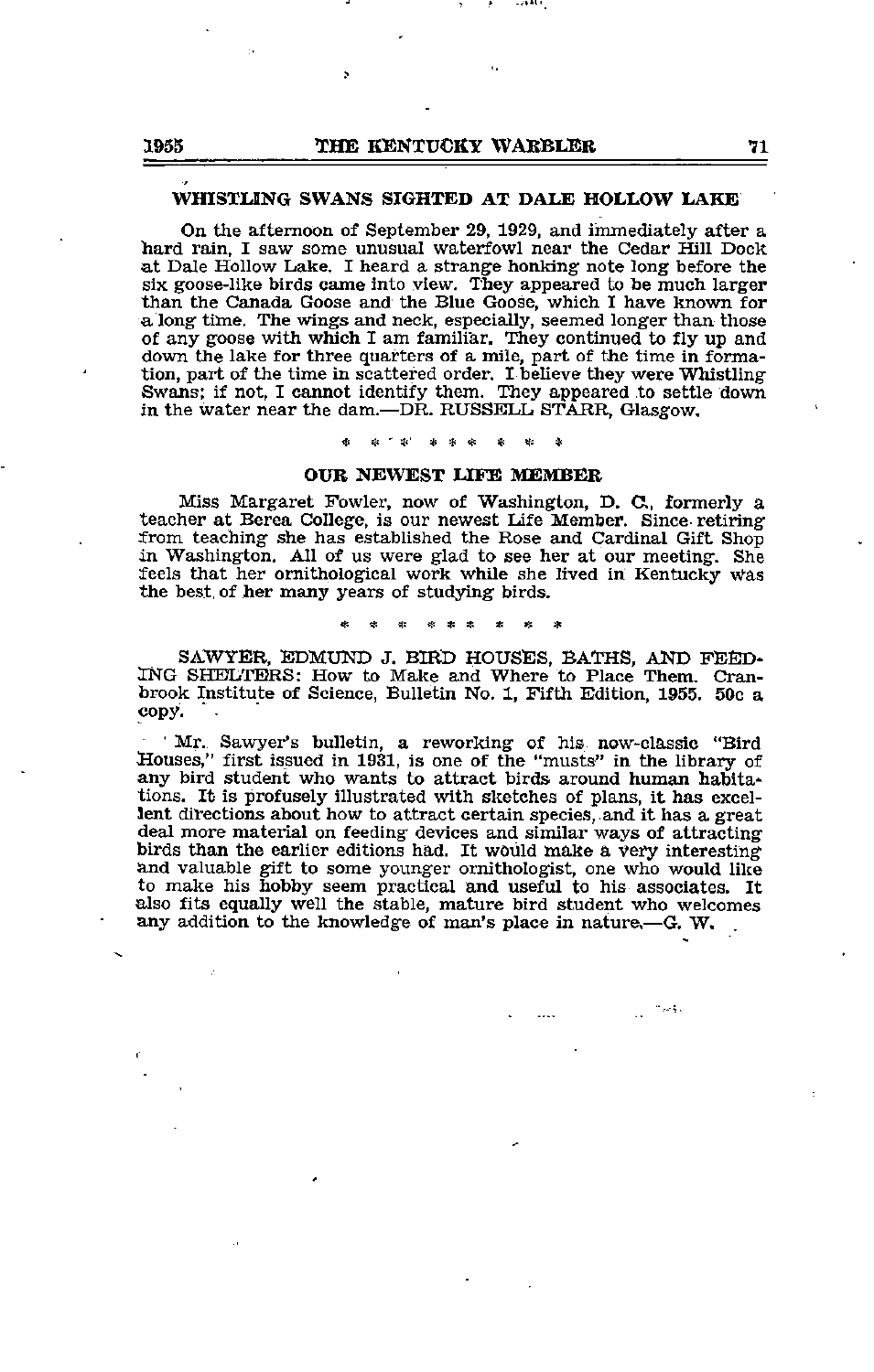## WHISTLING SWANS SIGHTED AT DALE HOLLOW LAKE

On the afternoon of September 29, 1929, and immediately after a hard rain, I saw some unusual waterfowl near the Cedar Hill Dock at Dale Hollow Lake. I heard a strange honking note long before the six goose-like birds came into view. They appeared to be much larger than the Canada Goose and the Blue Goose, which I have known for a long time. The wings and neck, especially, seemed longer than those of any goose with which I am familiar. They continued to fly up and down the lake for three quarters of a mile, part of the time in formation, part of the time in scattered order. I believe they were Whistling Swans; if not, I cannot identify them. They appeared to settle down in the water near the dam.—DR. RUSSELL STARR, Glasgow.

\* \* \* \* \* \* \* \* \*

## OUR NEWEST LIFE MEMBER

Miss Margaret Fowler, now of Washington, D. C., formerly a teacher at Berea College, is our newest Life Member. Since retiring from teaching she has established the Rose and Cardinal Gift Shop in Washington. All of us were glad to see her at our meeting. She feels that her ornithological work while she lived in Kentucky was the best of her many years of studying birds.

\* \* \* \* \* \* \* \* \*

SAWYER, EDMUND J. BIRD HOUSES, BATHS, AND FEEDING SHELTERS: How to Make and Where to Place Them. Cranbrook Institute of Science, Bulletin No. 1, Fifth Edition, 1955. 50c a copy.

Mr. Sawyer's bulletin, a reworking of his now-classic "Bird Houses," first issued in 1931, is one of the "musts" in the library of any bird student who wants to attract birds around human habitations. It is profusely illustrated with sketches of plans, it has excellent directions about how to attract certain species, and it has a great deal more material on feeding devices and similar ways of attracting birds than the earlier editions had. It would make a very interesting and valuable gift to some younger ornithologist, one who would like to make his hobby seem practical and useful to his associates. It also fits equally well the stable, mature bird student who welcomes any addition to the knowledge of man's place in nature.—G. W.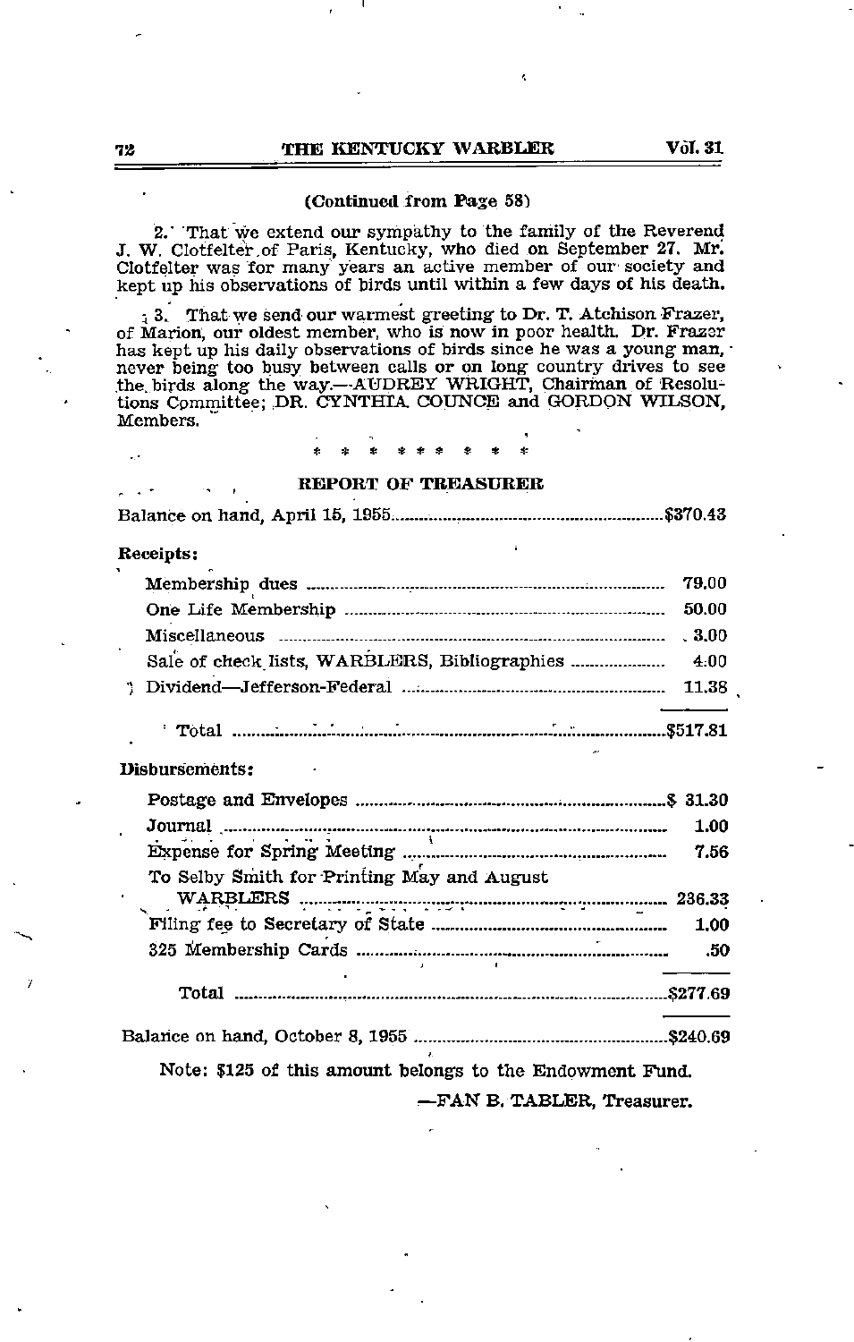(Continued from Page 58)

2. That we extend our sympathy to the family of the Reverend J. W. Clotfelter of Paris, Kentucky, who died on September 27. Mr. Clotfelter was for many years an active member of our society and kept up his observations of birds until within a few days of his death.

3. That we send our warmest greeting to Dr. T. Atchison Frazer, of Marion, our oldest member, who is now in poor health. Dr. Frazer has kept up his daily observations of birds since he was a young man, never being too busy between calls or on long country drives to see the birds along the way.—AUDREY WRIGHT, Chairman of Resolutions Committee; DR. CYNTHIA COUNCE and GORDON WILSON, Members.

\* \* \* \* \* \* \* \* \*

## REPORT OF TREASURER

| | |
|---|---|
| Balance on hand, April 15, 1955 | $370.43 |
| **Receipts:** | |
| Membership dues | 79.00 |
| One Life Membership | 50.00 |
| Miscellaneous | 3.00 |
| Sale of check lists, WARBLERS, Bibliographies | 4.00 |
| Dividend—Jefferson-Federal | 11.38 |
| Total | $517.81 |
| **Disbursements:** | |
| Postage and Envelopes | $ 31.30 |
| Journal | 1.00 |
| Expense for Spring Meeting | 7.56 |
| To Selby Smith for Printing May and August WARBLERS | 236.33 |
| Filing fee to Secretary of State | 1.00 |
| 325 Membership Cards | .50 |
| Total | $277.69 |
| Balance on hand, October 8, 1955 | $240.69 |

Note: $125 of this amount belongs to the Endowment Fund.

—FAN B. TABLER, Treasurer.